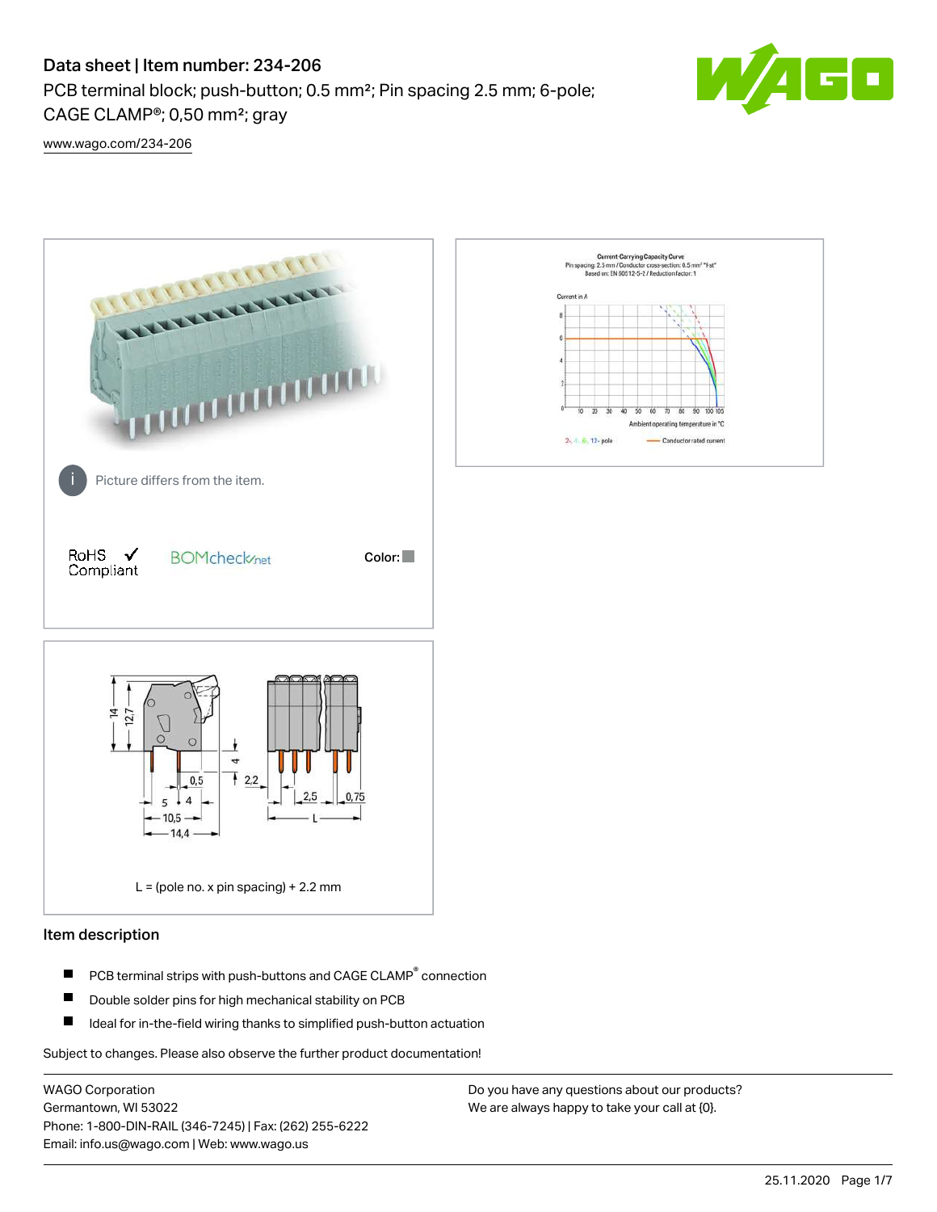# Data sheet | Item number: 234-206

PCB terminal block; push-button; 0.5 mm²; Pin spacing 2.5 mm; 6-pole; CAGE CLAMP®; 0,50 mm²; gray

www.wago.com/234-206

Picture differs from the item.

RoHS ✓ Compliant

BOMcheck.net

Color:

L = (pole no. x pin spacing) + 2.2 mm

## Item description

- PCB terminal strips with push-buttons and CAGE CLAMP® connection
- Double solder pins for high mechanical stability on PCB
- Ideal for in-the-field wiring thanks to simplified push-button actuation

Subject to changes. Please also observe the further product documentation!

WAGO Corporation
Germantown, WI 53022
Phone: 1-800-DIN-RAIL (346-7245) | Fax: (262) 255-6222
Email: info.us@wago.com | Web: www.wago.us

Do you have any questions about our products?
We are always happy to take your call at {0}.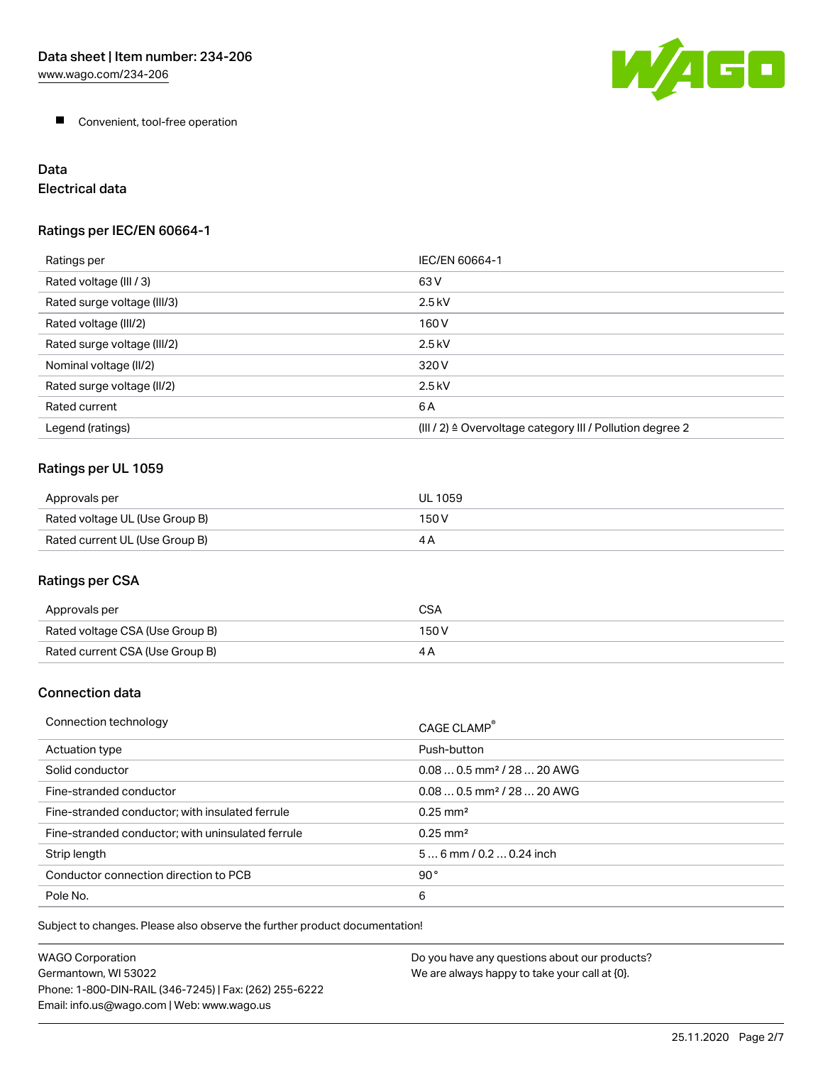- Convenient, tool-free operation

## Data

### Electrical data

#### Ratings per IEC/EN 60664-1

| Ratings per | IEC/EN 60664-1 |
|---|---|
| Rated voltage (III / 3) | 63 V |
| Rated surge voltage (III/3) | 2.5 kV |
| Rated voltage (III/2) | 160 V |
| Rated surge voltage (III/2) | 2.5 kV |
| Nominal voltage (II/2) | 320 V |
| Rated surge voltage (II/2) | 2.5 kV |
| Rated current | 6 A |
| Legend (ratings) | (III / 2) ≙ Overvoltage category III / Pollution degree 2 |

#### Ratings per UL 1059

| Approvals per | UL 1059 |
|---|---|
| Rated voltage UL (Use Group B) | 150 V |
| Rated current UL (Use Group B) | 4 A |

#### Ratings per CSA

| Approvals per | CSA |
|---|---|
| Rated voltage CSA (Use Group B) | 150 V |
| Rated current CSA (Use Group B) | 4 A |

### Connection data

| Connection technology | CAGE CLAMP® |
|---|---|
| Actuation type | Push-button |
| Solid conductor | 0.08 … 0.5 mm² / 28 … 20 AWG |
| Fine-stranded conductor | 0.08 … 0.5 mm² / 28 … 20 AWG |
| Fine-stranded conductor; with insulated ferrule | 0.25 mm² |
| Fine-stranded conductor; with uninsulated ferrule | 0.25 mm² |
| Strip length | 5 … 6 mm / 0.2 … 0.24 inch |
| Conductor connection direction to PCB | 90 ° |
| Pole No. | 6 |

Subject to changes. Please also observe the further product documentation!

WAGO Corporation
Germantown, WI 53022
Phone: 1-800-DIN-RAIL (346-7245) | Fax: (262) 255-6222
Email: info.us@wago.com | Web: www.wago.us

Do you have any questions about our products?
We are always happy to take your call at {0}.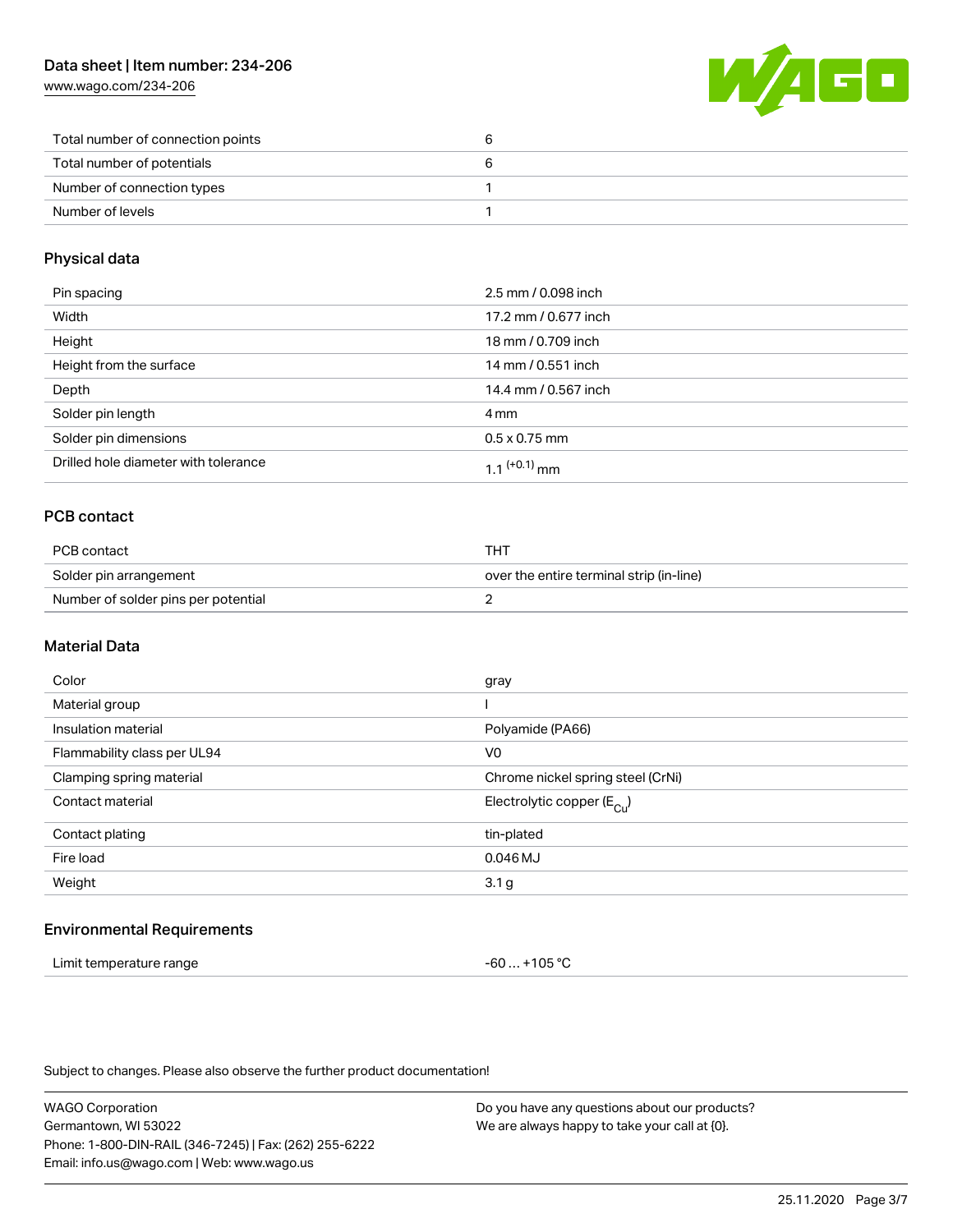| Total number of connection points | 6 |
| --- | --- |
| Total number of potentials | 6 |
| Number of connection types | 1 |
| Number of levels | 1 |

## Physical data

| Pin spacing | 2.5 mm / 0.098 inch |
| --- | --- |
| Width | 17.2 mm / 0.677 inch |
| Height | 18 mm / 0.709 inch |
| Height from the surface | 14 mm / 0.551 inch |
| Depth | 14.4 mm / 0.567 inch |
| Solder pin length | 4 mm |
| Solder pin dimensions | 0.5 x 0.75 mm |
| Drilled hole diameter with tolerance | $1.1^{(+0.1)}$ mm |

## PCB contact

| PCB contact | THT |
| --- | --- |
| Solder pin arrangement | over the entire terminal strip (in-line) |
| Number of solder pins per potential | 2 |

## Material Data

| Color | gray |
| --- | --- |
| Material group | I |
| Insulation material | Polyamide (PA66) |
| Flammability class per UL94 | V0 |
| Clamping spring material | Chrome nickel spring steel (CrNi) |
| Contact material | Electrolytic copper ($E_{Cu}$) |
| Contact plating | tin-plated |
| Fire load | 0.046 MJ |
| Weight | 3.1 g |

## Environmental Requirements

| Limit temperature range | -60 … +105 °C |
| --- | --- |

Subject to changes. Please also observe the further product documentation!

WAGO Corporation
Germantown, WI 53022
Phone: 1-800-DIN-RAIL (346-7245) | Fax: (262) 255-6222
Email: info.us@wago.com | Web: www.wago.us

Do you have any questions about our products?
We are always happy to take your call at {0}.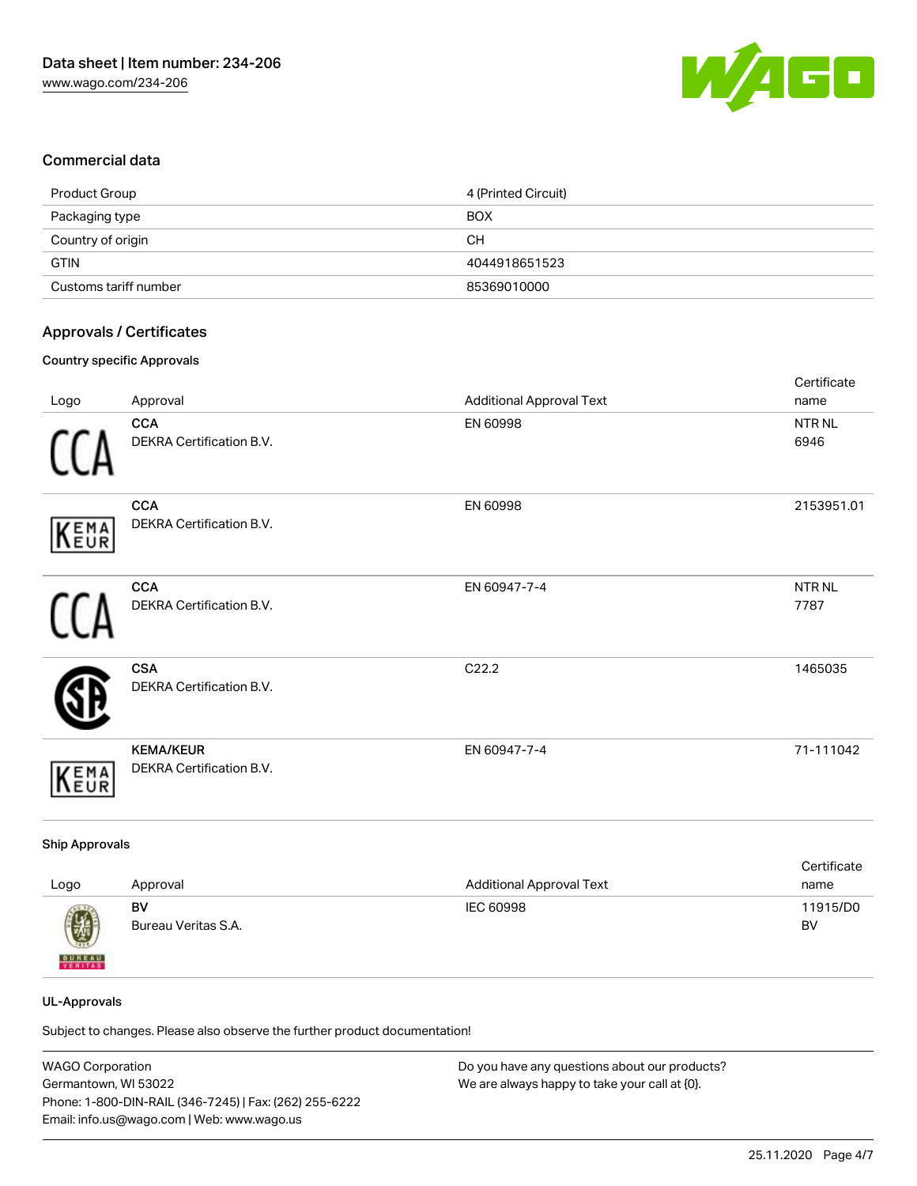Data sheet | Item number: 234-206
www.wago.com/234-206

## Commercial data

| | |
|---|---|
| Product Group | 4 (Printed Circuit) |
| Packaging type | BOX |
| Country of origin | CH |
| GTIN | 4044918651523 |
| Customs tariff number | 85369010000 |

## Approvals / Certificates

### Country specific Approvals

| Logo | Approval | Additional Approval Text | Certificate name |
|---|---|---|---|
| | **CCA** DEKRA Certification B.V. | EN 60998 | NTR NL 6946 |
| | **CCA** DEKRA Certification B.V. | EN 60998 | 2153951.01 |
| | **CCA** DEKRA Certification B.V. | EN 60947-7-4 | NTR NL 7787 |
| | **CSA** DEKRA Certification B.V. | C22.2 | 1465035 |
| | **KEMA/KEUR** DEKRA Certification B.V. | EN 60947-7-4 | 71-111042 |

### Ship Approvals

| Logo | Approval | Additional Approval Text | Certificate name |
|---|---|---|---|
| | **BV** Bureau Veritas S.A. | IEC 60998 | 11915/D0 BV |

### UL-Approvals

Subject to changes. Please also observe the further product documentation!

WAGO Corporation
Germantown, WI 53022
Phone: 1-800-DIN-RAIL (346-7245) | Fax: (262) 255-6222
Email: info.us@wago.com | Web: www.wago.us

Do you have any questions about our products?
We are always happy to take your call at {0}.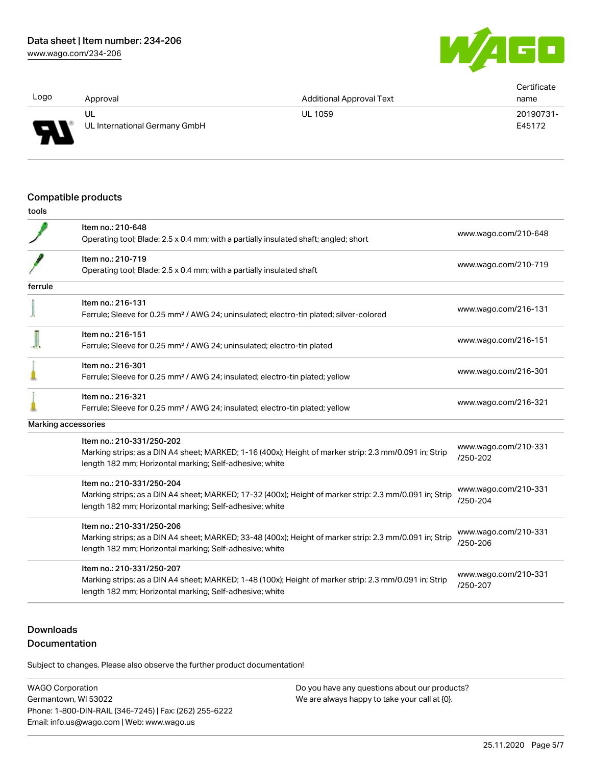| Logo | Approval | Additional Approval Text | Certificate name |
|---|---|---|---|
| | UL<br>UL International Germany GmbH | UL 1059 | 20190731-E45172 |

## Compatible products

tools

| | | |
|---|---|---|
| | Item no.: 210-648<br>Operating tool; Blade: 2.5 x 0.4 mm; with a partially insulated shaft; angled; short | www.wago.com/210-648 |
| | Item no.: 210-719<br>Operating tool; Blade: 2.5 x 0.4 mm; with a partially insulated shaft | www.wago.com/210-719 |
| **ferrule** | | |
| | Item no.: 216-131<br>Ferrule; Sleeve for 0.25 mm² / AWG 24; uninsulated; electro-tin plated; silver-colored | www.wago.com/216-131 |
| | Item no.: 216-151<br>Ferrule; Sleeve for 0.25 mm² / AWG 24; uninsulated; electro-tin plated | www.wago.com/216-151 |
| | Item no.: 216-301<br>Ferrule; Sleeve for 0.25 mm² / AWG 24; insulated; electro-tin plated; yellow | www.wago.com/216-301 |
| | Item no.: 216-321<br>Ferrule; Sleeve for 0.25 mm² / AWG 24; insulated; electro-tin plated; yellow | www.wago.com/216-321 |
| **Marking accessories** | | |
| | Item no.: 210-331/250-202<br>Marking strips; as a DIN A4 sheet; MARKED; 1-16 (400x); Height of marker strip: 2.3 mm/0.091 in; Strip length 182 mm; Horizontal marking; Self-adhesive; white | www.wago.com/210-331/250-202 |
| | Item no.: 210-331/250-204<br>Marking strips; as a DIN A4 sheet; MARKED; 17-32 (400x); Height of marker strip: 2.3 mm/0.091 in; Strip length 182 mm; Horizontal marking; Self-adhesive; white | www.wago.com/210-331/250-204 |
| | Item no.: 210-331/250-206<br>Marking strips; as a DIN A4 sheet; MARKED; 33-48 (400x); Height of marker strip: 2.3 mm/0.091 in; Strip length 182 mm; Horizontal marking; Self-adhesive; white | www.wago.com/210-331/250-206 |
| | Item no.: 210-331/250-207<br>Marking strips; as a DIN A4 sheet; MARKED; 1-48 (100x); Height of marker strip: 2.3 mm/0.091 in; Strip length 182 mm; Horizontal marking; Self-adhesive; white | www.wago.com/210-331/250-207 |

## Downloads

### Documentation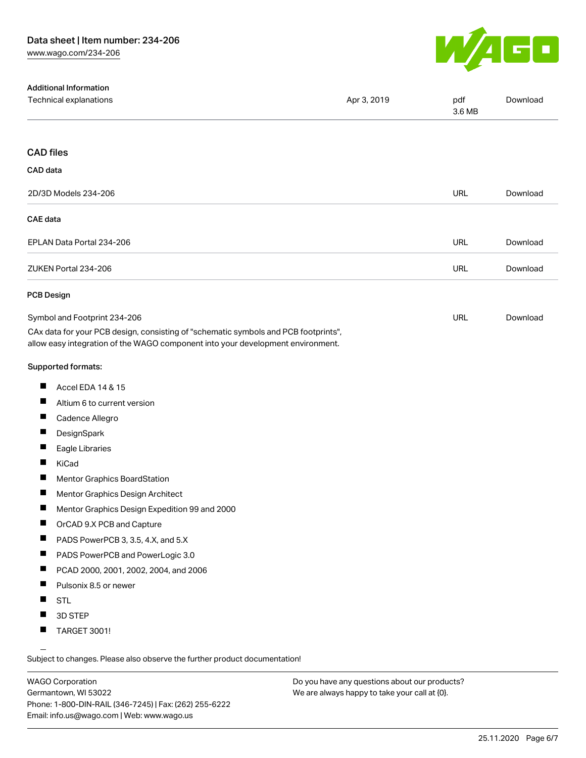### Additional Information

| Technical explanations | Apr 3, 2019 | pdf 3.6 MB | Download |
| --- | --- | --- | --- |

## CAD files

### CAD data

| 2D/3D Models 234-206 | URL | Download |
| --- | --- | --- |

### CAE data

| EPLAN Data Portal 234-206 | URL | Download |
| --- | --- | --- |
| ZUKEN Portal 234-206 | URL | Download |

### PCB Design

| Symbol and Footprint 234-206 | URL | Download |
| --- | --- | --- |

CAx data for your PCB design, consisting of "schematic symbols and PCB footprints", allow easy integration of the WAGO component into your development environment.

**Supported formats:**

- Accel EDA 14 & 15
- Altium 6 to current version
- Cadence Allegro
- DesignSpark
- Eagle Libraries
- KiCad
- Mentor Graphics BoardStation
- Mentor Graphics Design Architect
- Mentor Graphics Design Expedition 99 and 2000
- OrCAD 9.X PCB and Capture
- PADS PowerPCB 3, 3.5, 4.X, and 5.X
- PADS PowerPCB and PowerLogic 3.0
- PCAD 2000, 2001, 2002, 2004, and 2006
- Pulsonix 8.5 or newer
- STL
- 3D STEP
- TARGET 3001!

Subject to changes. Please also observe the further product documentation!

WAGO Corporation
Germantown, WI 53022
Phone: 1-800-DIN-RAIL (346-7245) | Fax: (262) 255-6222
Email: info.us@wago.com | Web: www.wago.us

Do you have any questions about our products?
We are always happy to take your call at {0}.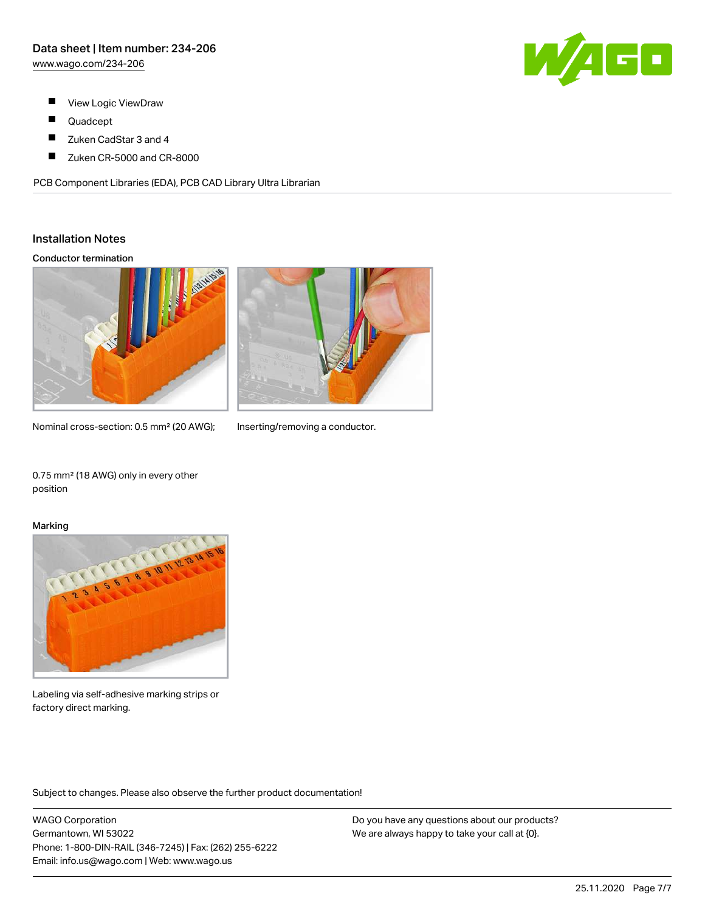- View Logic ViewDraw
- Quadcept
- Zuken CadStar 3 and 4
- Zuken CR-5000 and CR-8000

PCB Component Libraries (EDA), PCB CAD Library Ultra Librarian

## Installation Notes

### Conductor termination

Nominal cross-section: 0.5 mm² (20 AWG); 0.75 mm² (18 AWG) only in every other position

Inserting/removing a conductor.

### Marking

Labeling via self-adhesive marking strips or factory direct marking.

Subject to changes. Please also observe the further product documentation!

WAGO Corporation
Germantown, WI 53022
Phone: 1-800-DIN-RAIL (346-7245) | Fax: (262) 255-6222
Email: info.us@wago.com | Web: www.wago.us

Do you have any questions about our products?
We are always happy to take your call at {0}.